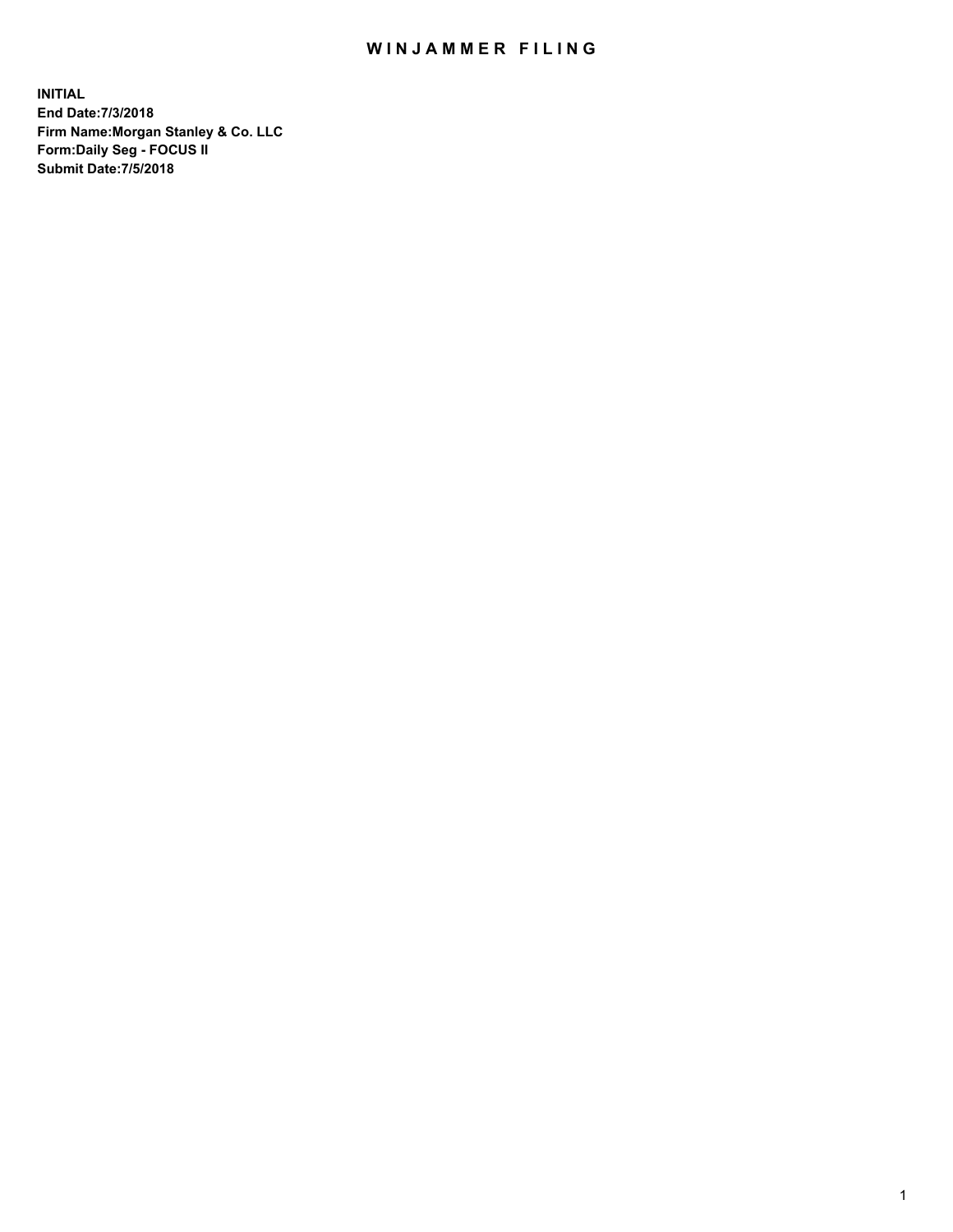# WINJAMMER FILING

**INITIAL**
**End Date:7/3/2018**
**Firm Name:Morgan Stanley & Co. LLC**
**Form:Daily Seg - FOCUS II**
**Submit Date:7/5/2018**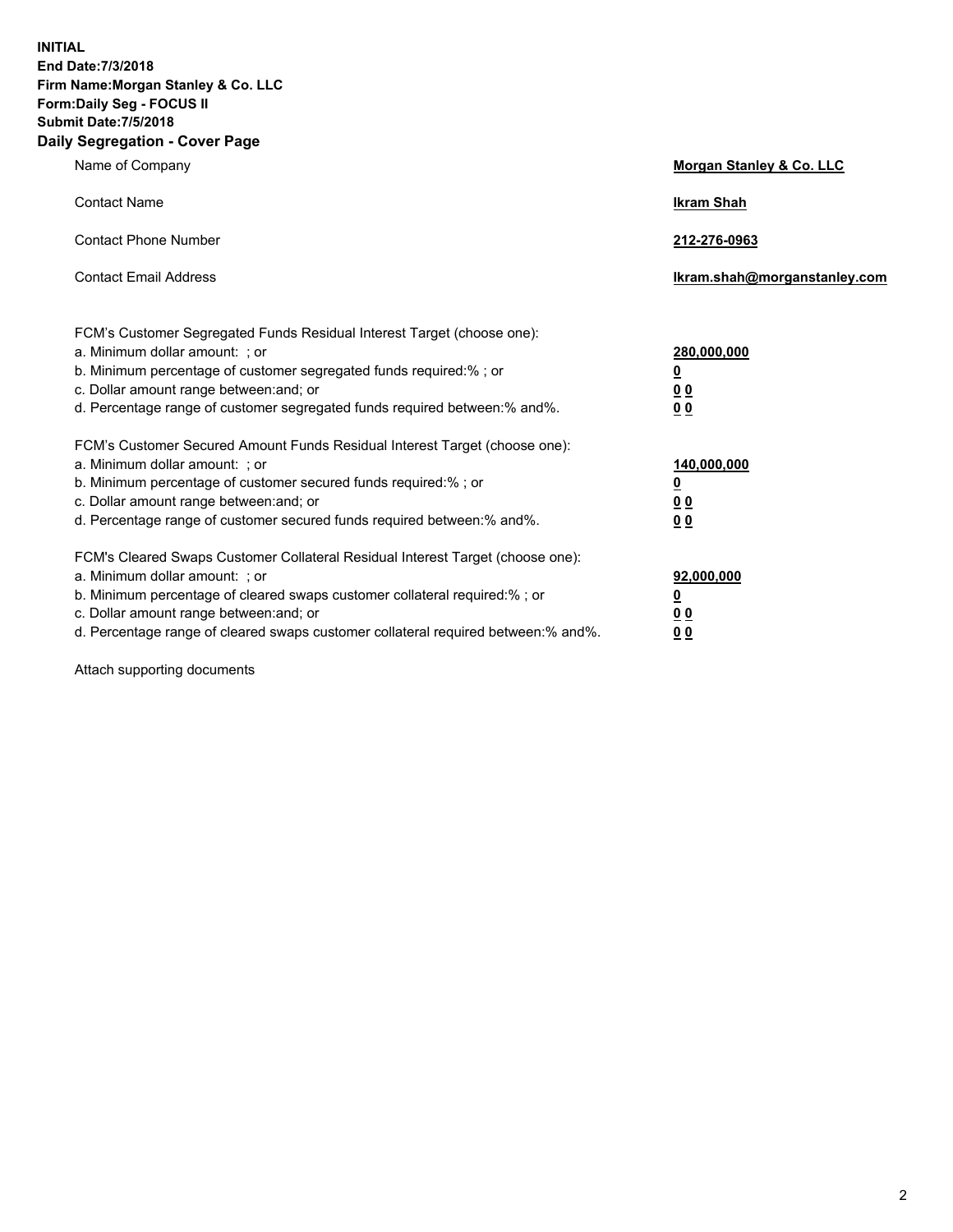**INITIAL**
**End Date:7/3/2018**
**Firm Name:Morgan Stanley & Co. LLC**
**Form:Daily Seg - FOCUS II**
**Submit Date:7/5/2018**
**Daily Segregation - Cover Page**

| | |
|---|---|
| Name of Company | **Morgan Stanley & Co. LLC** |
| Contact Name | **Ikram Shah** |
| Contact Phone Number | **212-276-0963** |
| Contact Email Address | **Ikram.shah@morganstanley.com** |

| | |
|---|---|
| FCM's Customer Segregated Funds Residual Interest Target (choose one): | |
| a. Minimum dollar amount: ; or | **280,000,000** |
| b. Minimum percentage of customer segregated funds required:% ; or | **0** |
| c. Dollar amount range between:and; or | **0 0** |
| d. Percentage range of customer segregated funds required between:% and%. | **0 0** |
| FCM's Customer Secured Amount Funds Residual Interest Target (choose one): | |
| a. Minimum dollar amount: ; or | **140,000,000** |
| b. Minimum percentage of customer secured funds required:% ; or | **0** |
| c. Dollar amount range between:and; or | **0 0** |
| d. Percentage range of customer secured funds required between:% and%. | **0 0** |
| FCM's Cleared Swaps Customer Collateral Residual Interest Target (choose one): | |
| a. Minimum dollar amount: ; or | **92,000,000** |
| b. Minimum percentage of cleared swaps customer collateral required:% ; or | **0** |
| c. Dollar amount range between:and; or | **0 0** |
| d. Percentage range of cleared swaps customer collateral required between:% and%. | **0 0** |

Attach supporting documents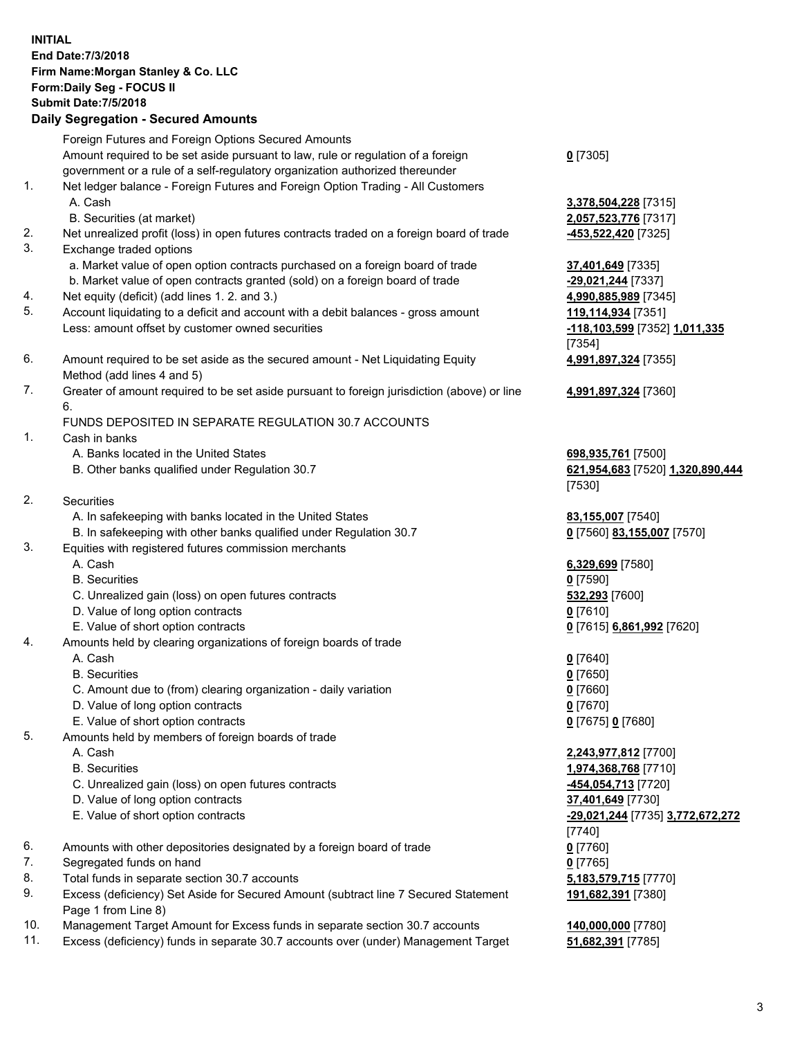**INITIAL**
**End Date:7/3/2018**
**Firm Name:Morgan Stanley & Co. LLC**
**Form:Daily Seg - FOCUS II**
**Submit Date:7/5/2018**
**Daily Segregation - Secured Amounts**

| | | |
|---|---|---|
| | Foreign Futures and Foreign Options Secured Amounts | |
| | Amount required to be set aside pursuant to law, rule or regulation of a foreign government or a rule of a self-regulatory organization authorized thereunder | **0** [7305] |
| 1. | Net ledger balance - Foreign Futures and Foreign Option Trading - All Customers | |
| | A. Cash | **3,378,504,228** [7315] |
| | B. Securities (at market) | **2,057,523,776** [7317] |
| 2. | Net unrealized profit (loss) in open futures contracts traded on a foreign board of trade | **-453,522,420** [7325] |
| 3. | Exchange traded options | |
| | a. Market value of open option contracts purchased on a foreign board of trade | **37,401,649** [7335] |
| | b. Market value of open contracts granted (sold) on a foreign board of trade | **-29,021,244** [7337] |
| 4. | Net equity (deficit) (add lines 1. 2. and 3.) | **4,990,885,989** [7345] |
| 5. | Account liquidating to a deficit and account with a debit balances - gross amount | **119,114,934** [7351] |
| | Less: amount offset by customer owned securities | **-118,103,599** [7352] **1,011,335** [7354] |
| 6. | Amount required to be set aside as the secured amount - Net Liquidating Equity Method (add lines 4 and 5) | **4,991,897,324** [7355] |
| 7. | Greater of amount required to be set aside pursuant to foreign jurisdiction (above) or line 6. | **4,991,897,324** [7360] |
| | FUNDS DEPOSITED IN SEPARATE REGULATION 30.7 ACCOUNTS | |
| 1. | Cash in banks | |
| | A. Banks located in the United States | **698,935,761** [7500] |
| | B. Other banks qualified under Regulation 30.7 | **621,954,683** [7520] **1,320,890,444** [7530] |
| 2. | Securities | |
| | A. In safekeeping with banks located in the United States | **83,155,007** [7540] |
| | B. In safekeeping with other banks qualified under Regulation 30.7 | **0** [7560] **83,155,007** [7570] |
| 3. | Equities with registered futures commission merchants | |
| | A. Cash | **6,329,699** [7580] |
| | B. Securities | **0** [7590] |
| | C. Unrealized gain (loss) on open futures contracts | **532,293** [7600] |
| | D. Value of long option contracts | **0** [7610] |
| | E. Value of short option contracts | **0** [7615] **6,861,992** [7620] |
| 4. | Amounts held by clearing organizations of foreign boards of trade | |
| | A. Cash | **0** [7640] |
| | B. Securities | **0** [7650] |
| | C. Amount due to (from) clearing organization - daily variation | **0** [7660] |
| | D. Value of long option contracts | **0** [7670] |
| | E. Value of short option contracts | **0** [7675] **0** [7680] |
| 5. | Amounts held by members of foreign boards of trade | |
| | A. Cash | **2,243,977,812** [7700] |
| | B. Securities | **1,974,368,768** [7710] |
| | C. Unrealized gain (loss) on open futures contracts | **-454,054,713** [7720] |
| | D. Value of long option contracts | **37,401,649** [7730] |
| | E. Value of short option contracts | **-29,021,244** [7735] **3,772,672,272** [7740] |
| 6. | Amounts with other depositories designated by a foreign board of trade | **0** [7760] |
| 7. | Segregated funds on hand | **0** [7765] |
| 8. | Total funds in separate section 30.7 accounts | **5,183,579,715** [7770] |
| 9. | Excess (deficiency) Set Aside for Secured Amount (subtract line 7 Secured Statement Page 1 from Line 8) | **191,682,391** [7380] |
| 10. | Management Target Amount for Excess funds in separate section 30.7 accounts | **140,000,000** [7780] |
| 11. | Excess (deficiency) funds in separate 30.7 accounts over (under) Management Target | **51,682,391** [7785] |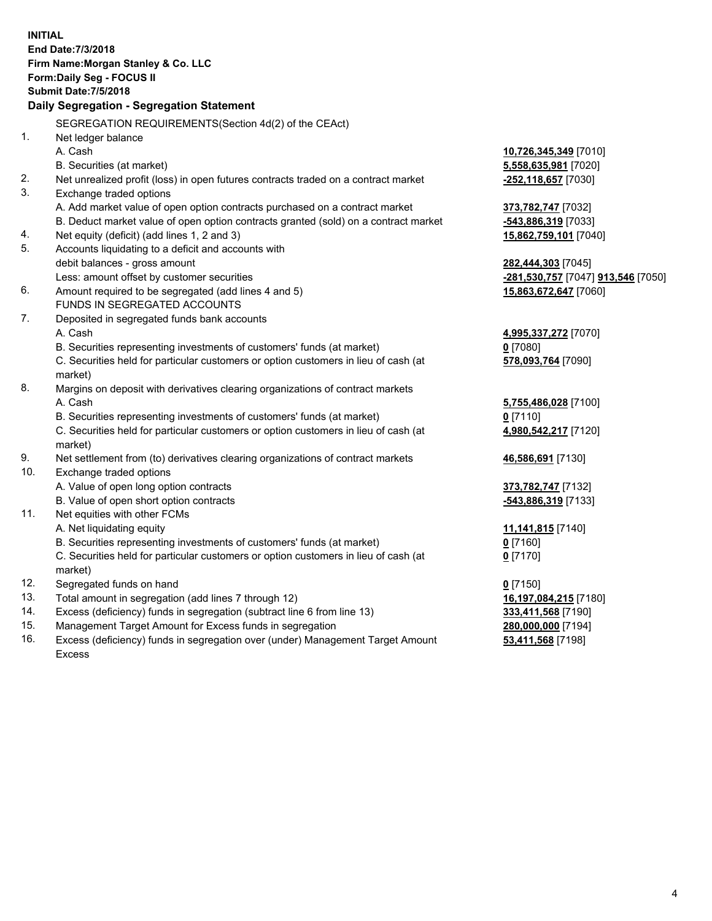**INITIAL**
**End Date:7/3/2018**
**Firm Name:Morgan Stanley & Co. LLC**
**Form:Daily Seg - FOCUS II**
**Submit Date:7/5/2018**

### Daily Segregation - Segregation Statement

SEGREGATION REQUIREMENTS(Section 4d(2) of the CEAct)

| | | |
|---|---|---|
| 1. | Net ledger balance | |
| | A. Cash | **10,726,345,349** [7010] |
| | B. Securities (at market) | **5,558,635,981** [7020] |
| 2. | Net unrealized profit (loss) in open futures contracts traded on a contract market | **-252,118,657** [7030] |
| 3. | Exchange traded options | |
| | A. Add market value of open option contracts purchased on a contract market | **373,782,747** [7032] |
| | B. Deduct market value of open option contracts granted (sold) on a contract market | **-543,886,319** [7033] |
| 4. | Net equity (deficit) (add lines 1, 2 and 3) | **15,862,759,101** [7040] |
| 5. | Accounts liquidating to a deficit and accounts with | |
| | debit balances - gross amount | **282,444,303** [7045] |
| | Less: amount offset by customer securities | **-281,530,757** [7047] **913,546** [7050] |
| 6. | Amount required to be segregated (add lines 4 and 5) | **15,863,672,647** [7060] |
| | FUNDS IN SEGREGATED ACCOUNTS | |
| 7. | Deposited in segregated funds bank accounts | |
| | A. Cash | **4,995,337,272** [7070] |
| | B. Securities representing investments of customers' funds (at market) | **0** [7080] |
| | C. Securities held for particular customers or option customers in lieu of cash (at market) | **578,093,764** [7090] |
| 8. | Margins on deposit with derivatives clearing organizations of contract markets | |
| | A. Cash | **5,755,486,028** [7100] |
| | B. Securities representing investments of customers' funds (at market) | **0** [7110] |
| | C. Securities held for particular customers or option customers in lieu of cash (at market) | **4,980,542,217** [7120] |
| 9. | Net settlement from (to) derivatives clearing organizations of contract markets | **46,586,691** [7130] |
| 10. | Exchange traded options | |
| | A. Value of open long option contracts | **373,782,747** [7132] |
| | B. Value of open short option contracts | **-543,886,319** [7133] |
| 11. | Net equities with other FCMs | |
| | A. Net liquidating equity | **11,141,815** [7140] |
| | B. Securities representing investments of customers' funds (at market) | **0** [7160] |
| | C. Securities held for particular customers or option customers in lieu of cash (at market) | **0** [7170] |
| 12. | Segregated funds on hand | **0** [7150] |
| 13. | Total amount in segregation (add lines 7 through 12) | **16,197,084,215** [7180] |
| 14. | Excess (deficiency) funds in segregation (subtract line 6 from line 13) | **333,411,568** [7190] |
| 15. | Management Target Amount for Excess funds in segregation | **280,000,000** [7194] |
| 16. | Excess (deficiency) funds in segregation over (under) Management Target Amount Excess | **53,411,568** [7198] |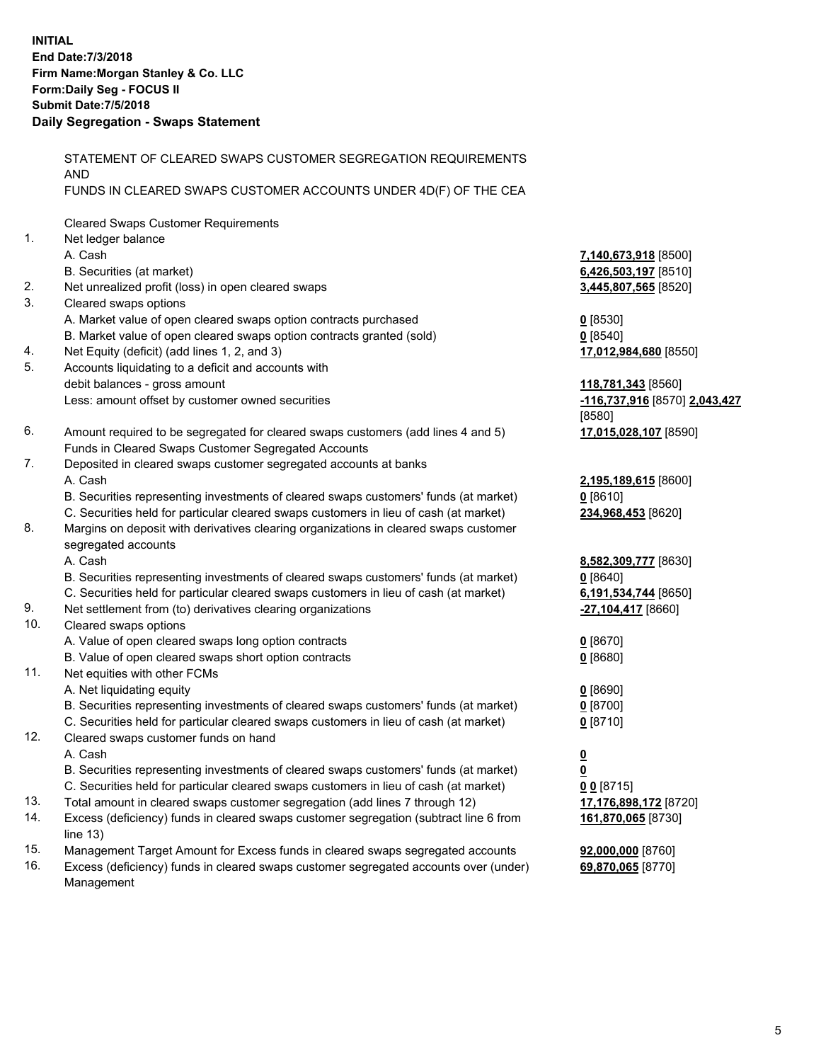**INITIAL**
**End Date:7/3/2018**
**Firm Name:Morgan Stanley & Co. LLC**
**Form:Daily Seg - FOCUS II**
**Submit Date:7/5/2018**
**Daily Segregation - Swaps Statement**

STATEMENT OF CLEARED SWAPS CUSTOMER SEGREGATION REQUIREMENTS AND FUNDS IN CLEARED SWAPS CUSTOMER ACCOUNTS UNDER 4D(F) OF THE CEA

Cleared Swaps Customer Requirements

1. Net ledger balance
   - A. Cash — **7,140,673,918** [8500]
   - B. Securities (at market) — **6,426,503,197** [8510]
2. Net unrealized profit (loss) in open cleared swaps — **3,445,807,565** [8520]
3. Cleared swaps options
   - A. Market value of open cleared swaps option contracts purchased — **0** [8530]
   - B. Market value of open cleared swaps option contracts granted (sold) — **0** [8540]
4. Net Equity (deficit) (add lines 1, 2, and 3) — **17,012,984,680** [8550]
5. Accounts liquidating to a deficit and accounts with debit balances - gross amount — **118,781,343** [8560]
   Less: amount offset by customer owned securities — **-116,737,916** [8570] **2,043,427** [8580]
6. Amount required to be segregated for cleared swaps customers (add lines 4 and 5) — **17,015,028,107** [8590]

Funds in Cleared Swaps Customer Segregated Accounts

7. Deposited in cleared swaps customer segregated accounts at banks
   - A. Cash — **2,195,189,615** [8600]
   - B. Securities representing investments of cleared swaps customers' funds (at market) — **0** [8610]
   - C. Securities held for particular cleared swaps customers in lieu of cash (at market) — **234,968,453** [8620]
8. Margins on deposit with derivatives clearing organizations in cleared swaps customer segregated accounts
   - A. Cash — **8,582,309,777** [8630]
   - B. Securities representing investments of cleared swaps customers' funds (at market) — **0** [8640]
   - C. Securities held for particular cleared swaps customers in lieu of cash (at market) — **6,191,534,744** [8650]
9. Net settlement from (to) derivatives clearing organizations — **-27,104,417** [8660]
10. Cleared swaps options
    - A. Value of open cleared swaps long option contracts — **0** [8670]
    - B. Value of open cleared swaps short option contracts — **0** [8680]
11. Net equities with other FCMs
    - A. Net liquidating equity — **0** [8690]
    - B. Securities representing investments of cleared swaps customers' funds (at market) — **0** [8700]
    - C. Securities held for particular cleared swaps customers in lieu of cash (at market) — **0** [8710]
12. Cleared swaps customer funds on hand
    - A. Cash — **0**
    - B. Securities representing investments of cleared swaps customers' funds (at market) — **0**
    - C. Securities held for particular cleared swaps customers in lieu of cash (at market) — **0** **0** [8715]
13. Total amount in cleared swaps customer segregation (add lines 7 through 12) — **17,176,898,172** [8720]
14. Excess (deficiency) funds in cleared swaps customer segregation (subtract line 6 from line 13) — **161,870,065** [8730]
15. Management Target Amount for Excess funds in cleared swaps segregated accounts — **92,000,000** [8760]
16. Excess (deficiency) funds in cleared swaps customer segregated accounts over (under) Management — **69,870,065** [8770]